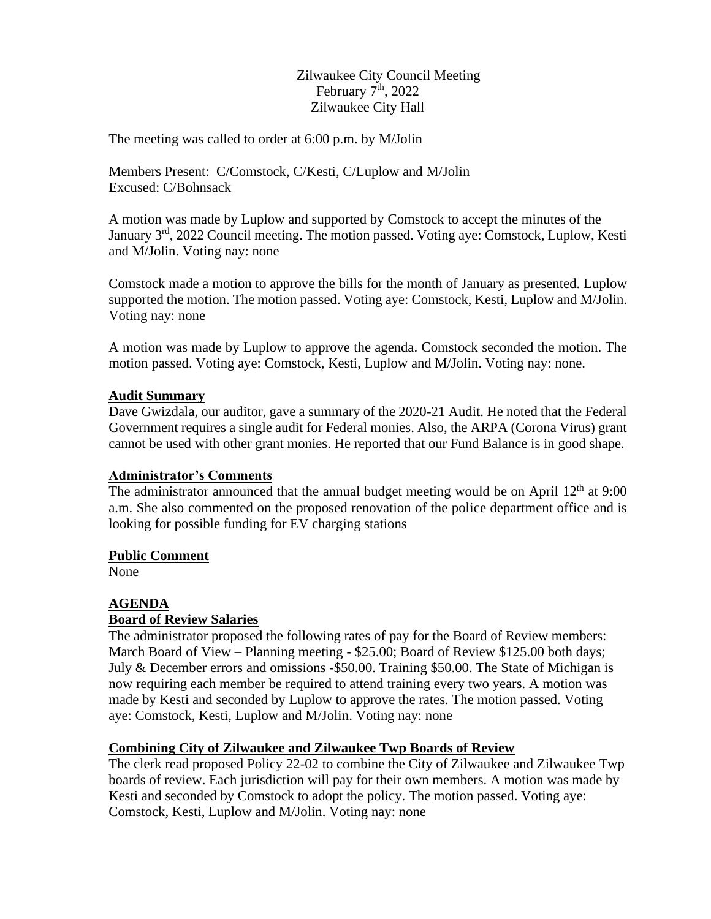Zilwaukee City Council Meeting
February 7th, 2022
Zilwaukee City Hall

The meeting was called to order at 6:00 p.m. by M/Jolin

Members Present: C/Comstock, C/Kesti, C/Luplow and M/Jolin
Excused: C/Bohnsack

A motion was made by Luplow and supported by Comstock to accept the minutes of the January 3rd, 2022 Council meeting. The motion passed. Voting aye: Comstock, Luplow, Kesti and M/Jolin. Voting nay: none

Comstock made a motion to approve the bills for the month of January as presented. Luplow supported the motion. The motion passed. Voting aye: Comstock, Kesti, Luplow and M/Jolin. Voting nay: none

A motion was made by Luplow to approve the agenda. Comstock seconded the motion. The motion passed. Voting aye: Comstock, Kesti, Luplow and M/Jolin. Voting nay: none.

**Audit Summary**

Dave Gwizdala, our auditor, gave a summary of the 2020-21 Audit. He noted that the Federal Government requires a single audit for Federal monies. Also, the ARPA (Corona Virus) grant cannot be used with other grant monies. He reported that our Fund Balance is in good shape.

**Administrator's Comments**

The administrator announced that the annual budget meeting would be on April 12th at 9:00 a.m. She also commented on the proposed renovation of the police department office and is looking for possible funding for EV charging stations

**Public Comment**

None

**AGENDA**

**Board of Review Salaries**

The administrator proposed the following rates of pay for the Board of Review members: March Board of View – Planning meeting - $25.00; Board of Review $125.00 both days; July & December errors and omissions -$50.00. Training $50.00. The State of Michigan is now requiring each member be required to attend training every two years. A motion was made by Kesti and seconded by Luplow to approve the rates. The motion passed. Voting aye: Comstock, Kesti, Luplow and M/Jolin. Voting nay: none

**Combining City of Zilwaukee and Zilwaukee Twp Boards of Review**

The clerk read proposed Policy 22-02 to combine the City of Zilwaukee and Zilwaukee Twp boards of review. Each jurisdiction will pay for their own members. A motion was made by Kesti and seconded by Comstock to adopt the policy. The motion passed. Voting aye: Comstock, Kesti, Luplow and M/Jolin. Voting nay: none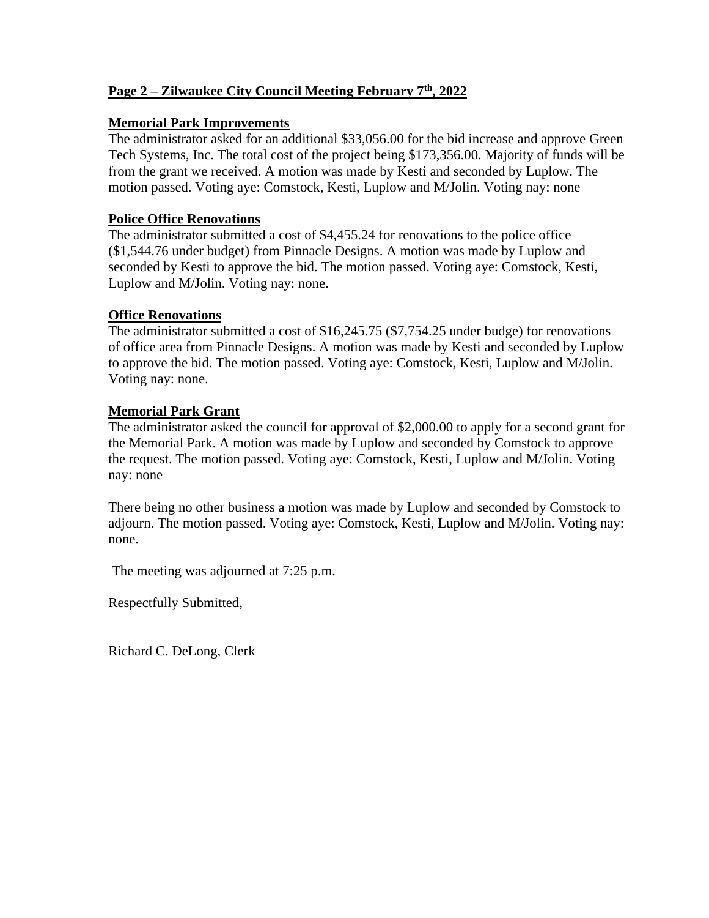**Page 2 – Zilwaukee City Council Meeting February 7th, 2022**

**Memorial Park Improvements**

The administrator asked for an additional $33,056.00 for the bid increase and approve Green Tech Systems, Inc. The total cost of the project being $173,356.00. Majority of funds will be from the grant we received. A motion was made by Kesti and seconded by Luplow. The motion passed. Voting aye: Comstock, Kesti, Luplow and M/Jolin. Voting nay: none

**Police Office Renovations**

The administrator submitted a cost of $4,455.24 for renovations to the police office ($1,544.76 under budget) from Pinnacle Designs. A motion was made by Luplow and seconded by Kesti to approve the bid. The motion passed. Voting aye: Comstock, Kesti, Luplow and M/Jolin. Voting nay: none.

**Office Renovations**

The administrator submitted a cost of $16,245.75 ($7,754.25 under budge) for renovations of office area from Pinnacle Designs. A motion was made by Kesti and seconded by Luplow to approve the bid. The motion passed. Voting aye: Comstock, Kesti, Luplow and M/Jolin. Voting nay: none.

**Memorial Park Grant**

The administrator asked the council for approval of $2,000.00 to apply for a second grant for the Memorial Park. A motion was made by Luplow and seconded by Comstock to approve the request. The motion passed. Voting aye: Comstock, Kesti, Luplow and M/Jolin. Voting nay: none

There being no other business a motion was made by Luplow and seconded by Comstock to adjourn. The motion passed. Voting aye: Comstock, Kesti, Luplow and M/Jolin. Voting nay: none.

The meeting was adjourned at 7:25 p.m.

Respectfully Submitted,

Richard C. DeLong, Clerk